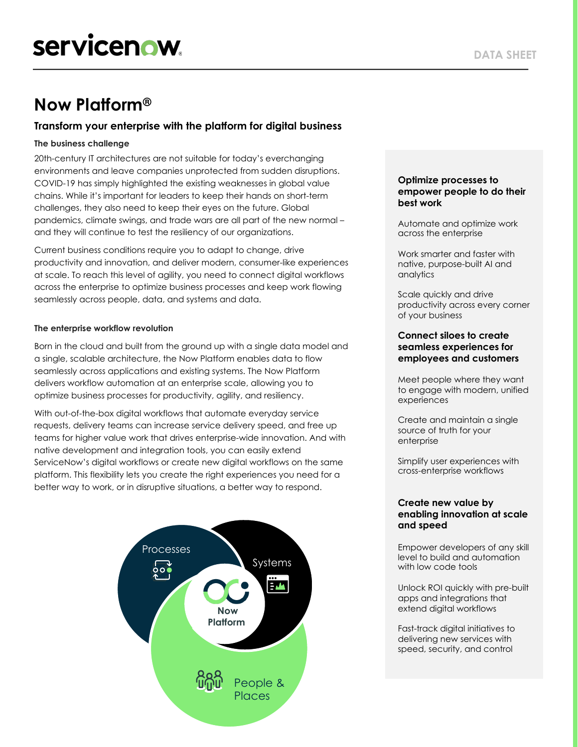# Now Platform®

## Transform your enterprise with the platform for digital business

### The business challenge

20th-century IT architectures are not suitable for today's everchanging environments and leave companies unprotected from sudden disruptions. COVID-19 has simply highlighted the existing weaknesses in global value chains. While it's important for leaders to keep their hands on short-term challenges, they also need to keep their eyes on the future. Global pandemics, climate swings, and trade wars are all part of the new normal – and they will continue to test the resiliency of our organizations.

Current business conditions require you to adapt to change, drive productivity and innovation, and deliver modern, consumer-like experiences at scale. To reach this level of agility, you need to connect digital workflows across the enterprise to optimize business processes and keep work flowing seamlessly across people, data, and systems and data.

### The enterprise workflow revolution

Born in the cloud and built from the ground up with a single data model and a single, scalable architecture, the Now Platform enables data to flow seamlessly across applications and existing systems. The Now Platform delivers workflow automation at an enterprise scale, allowing you to optimize business processes for productivity, agility, and resiliency.

With out-of-the-box digital workflows that automate everyday service requests, delivery teams can increase service delivery speed, and free up teams for higher value work that drives enterprise-wide innovation. And with native development and integration tools, you can easily extend ServiceNow's digital workflows or create new digital workflows on the same platform. This flexibility lets you create the right experiences you need for a better way to work, or in disruptive situations, a better way to respond.

Processes

Systems

Now Platform

People & Places

**Optimize processes to empower people to do their best work**

Automate and optimize work across the enterprise

Work smarter and faster with native, purpose-built AI and analytics

Scale quickly and drive productivity across every corner of your business

**Connect siloes to create seamless experiences for employees and customers**

Meet people where they want to engage with modern, unified experiences

Create and maintain a single source of truth for your enterprise

Simplify user experiences with cross-enterprise workflows

**Create new value by enabling innovation at scale and speed**

Empower developers of any skill level to build and automation with low code tools

Unlock ROI quickly with pre-built apps and integrations that extend digital workflows

Fast-track digital initiatives to delivering new services with speed, security, and control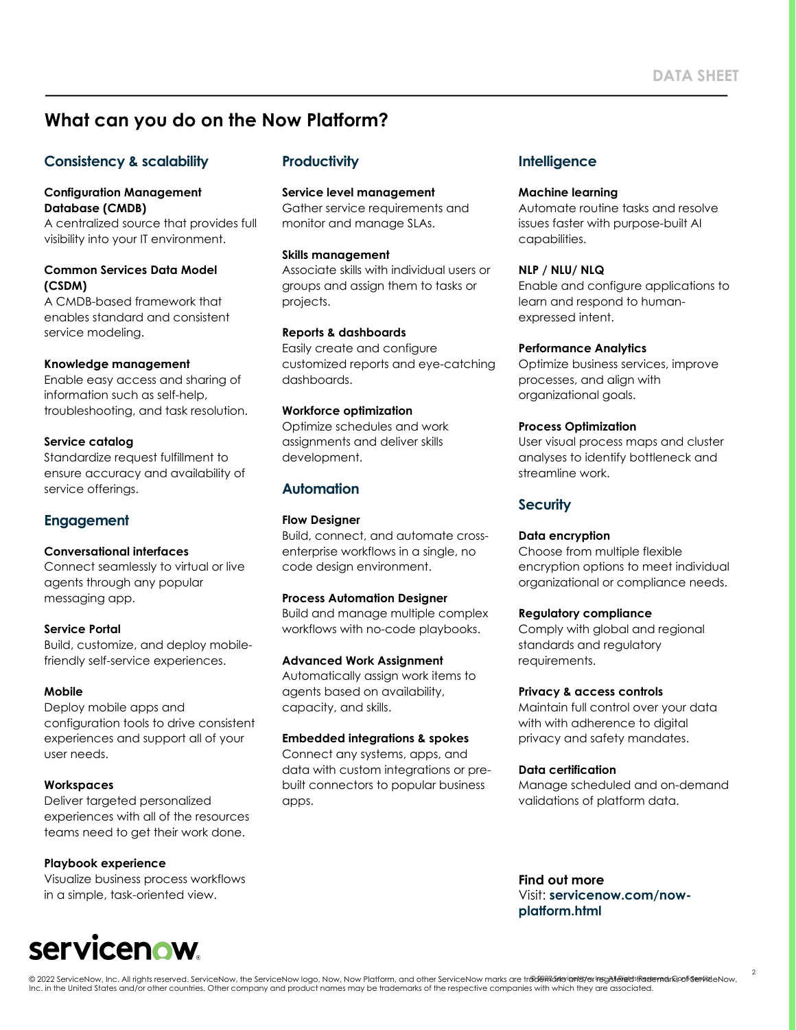# What can you do on the Now Platform?

## Consistency & scalability

**Configuration Management Database (CMDB)**
A centralized source that provides full visibility into your IT environment.

**Common Services Data Model (CSDM)**
A CMDB-based framework that enables standard and consistent service modeling.

**Knowledge management**
Enable easy access and sharing of information such as self-help, troubleshooting, and task resolution.

**Service catalog**
Standardize request fulfillment to ensure accuracy and availability of service offerings.

## Engagement

**Conversational interfaces**
Connect seamlessly to virtual or live agents through any popular messaging app.

**Service Portal**
Build, customize, and deploy mobile-friendly self-service experiences.

**Mobile**
Deploy mobile apps and configuration tools to drive consistent experiences and support all of your user needs.

**Workspaces**
Deliver targeted personalized experiences with all of the resources teams need to get their work done.

**Playbook experience**
Visualize business process workflows in a simple, task-oriented view.

## Productivity

**Service level management**
Gather service requirements and monitor and manage SLAs.

**Skills management**
Associate skills with individual users or groups and assign them to tasks or projects.

**Reports & dashboards**
Easily create and configure customized reports and eye-catching dashboards.

**Workforce optimization**
Optimize schedules and work assignments and deliver skills development.

## Automation

**Flow Designer**
Build, connect, and automate cross-enterprise workflows in a single, no code design environment.

**Process Automation Designer**
Build and manage multiple complex workflows with no-code playbooks.

**Advanced Work Assignment**
Automatically assign work items to agents based on availability, capacity, and skills.

**Embedded integrations & spokes**
Connect any systems, apps, and data with custom integrations or pre-built connectors to popular business apps.

## Intelligence

**Machine learning**
Automate routine tasks and resolve issues faster with purpose-built AI capabilities.

**NLP / NLU/ NLQ**
Enable and configure applications to learn and respond to human-expressed intent.

**Performance Analytics**
Optimize business services, improve processes, and align with organizational goals.

**Process Optimization**
User visual process maps and cluster analyses to identify bottleneck and streamline work.

## Security

**Data encryption**
Choose from multiple flexible encryption options to meet individual organizational or compliance needs.

**Regulatory compliance**
Comply with global and regional standards and regulatory requirements.

**Privacy & access controls**
Maintain full control over your data with with adherence to digital privacy and safety mandates.

**Data certification**
Manage scheduled and on-demand validations of platform data.

**Find out more**
Visit: **servicenow.com/now-platform.html**

© 2022 ServiceNow, Inc. All rights reserved. ServiceNow, the ServiceNow logo, Now, Now Platform, and other ServiceNow marks are trademarks and/or registered trademarks of ServiceNow, Inc. in the United States and/or other countries. Other company and product names may be trademarks of the respective companies with which they are associated.